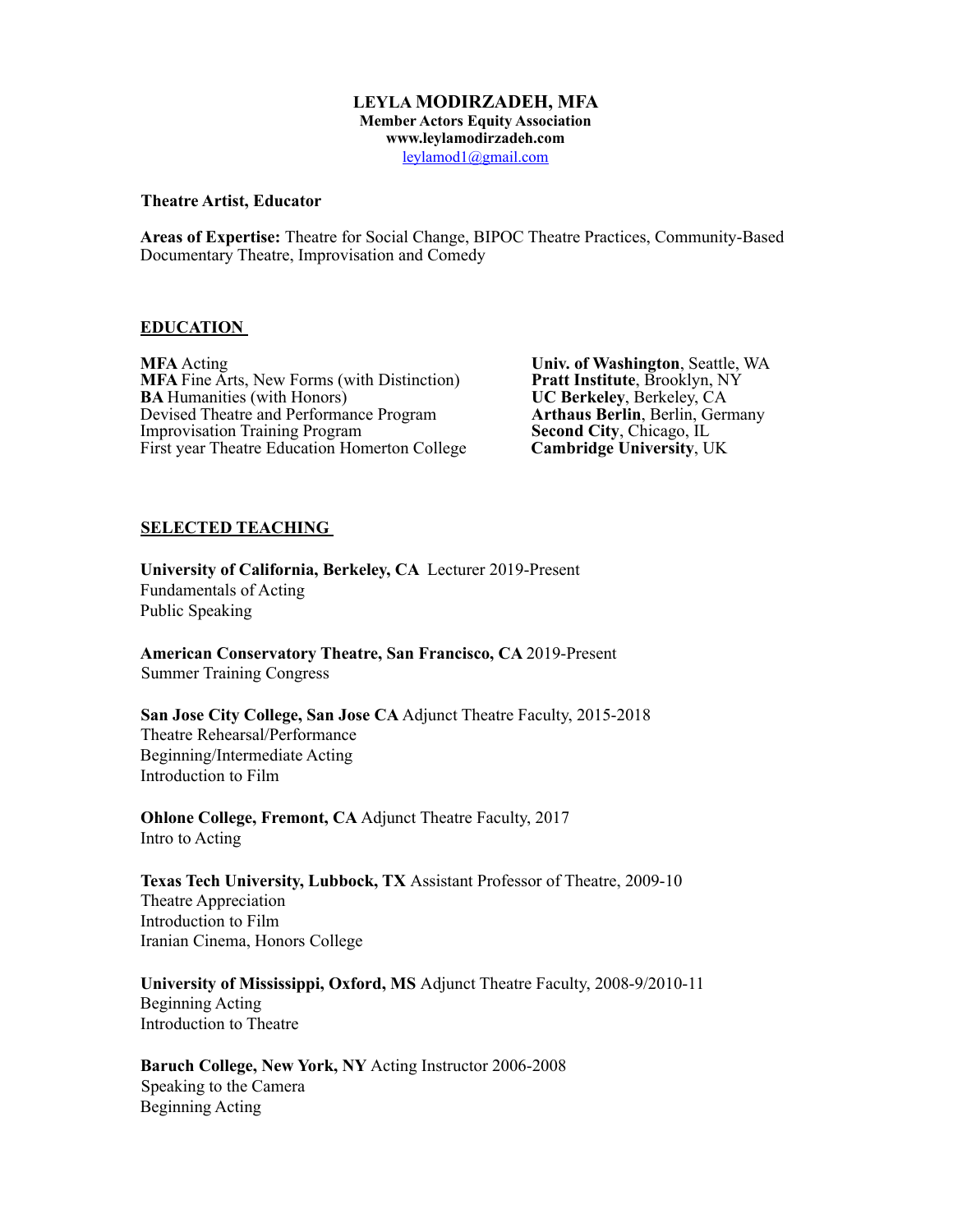**LEYLA MODIRZADEH, MFA**
**Member Actors Equity Association**
**www.leylamodirzadeh.com**
leylamod1@gmail.com

**Theatre Artist, Educator**

**Areas of Expertise:** Theatre for Social Change, BIPOC Theatre Practices, Community-Based Documentary Theatre, Improvisation and Comedy

## EDUCATION

**MFA** Acting — **Univ. of Washington**, Seattle, WA
**MFA** Fine Arts, New Forms (with Distinction) — **Pratt Institute**, Brooklyn, NY
**BA** Humanities (with Honors) — **UC Berkeley**, Berkeley, CA
Devised Theatre and Performance Program — **Arthaus Berlin**, Berlin, Germany
Improvisation Training Program — **Second City**, Chicago, IL
First year Theatre Education Homerton College — **Cambridge University**, UK

## SELECTED TEACHING

**University of California, Berkeley, CA** Lecturer 2019-Present
Fundamentals of Acting
Public Speaking

**American Conservatory Theatre, San Francisco, CA** 2019-Present
Summer Training Congress

**San Jose City College, San Jose CA** Adjunct Theatre Faculty, 2015-2018
Theatre Rehearsal/Performance
Beginning/Intermediate Acting
Introduction to Film

**Ohlone College, Fremont, CA** Adjunct Theatre Faculty, 2017
Intro to Acting

**Texas Tech University, Lubbock, TX** Assistant Professor of Theatre, 2009-10
Theatre Appreciation
Introduction to Film
Iranian Cinema, Honors College

**University of Mississippi, Oxford, MS** Adjunct Theatre Faculty, 2008-9/2010-11
Beginning Acting
Introduction to Theatre

**Baruch College, New York, NY** Acting Instructor 2006-2008
Speaking to the Camera
Beginning Acting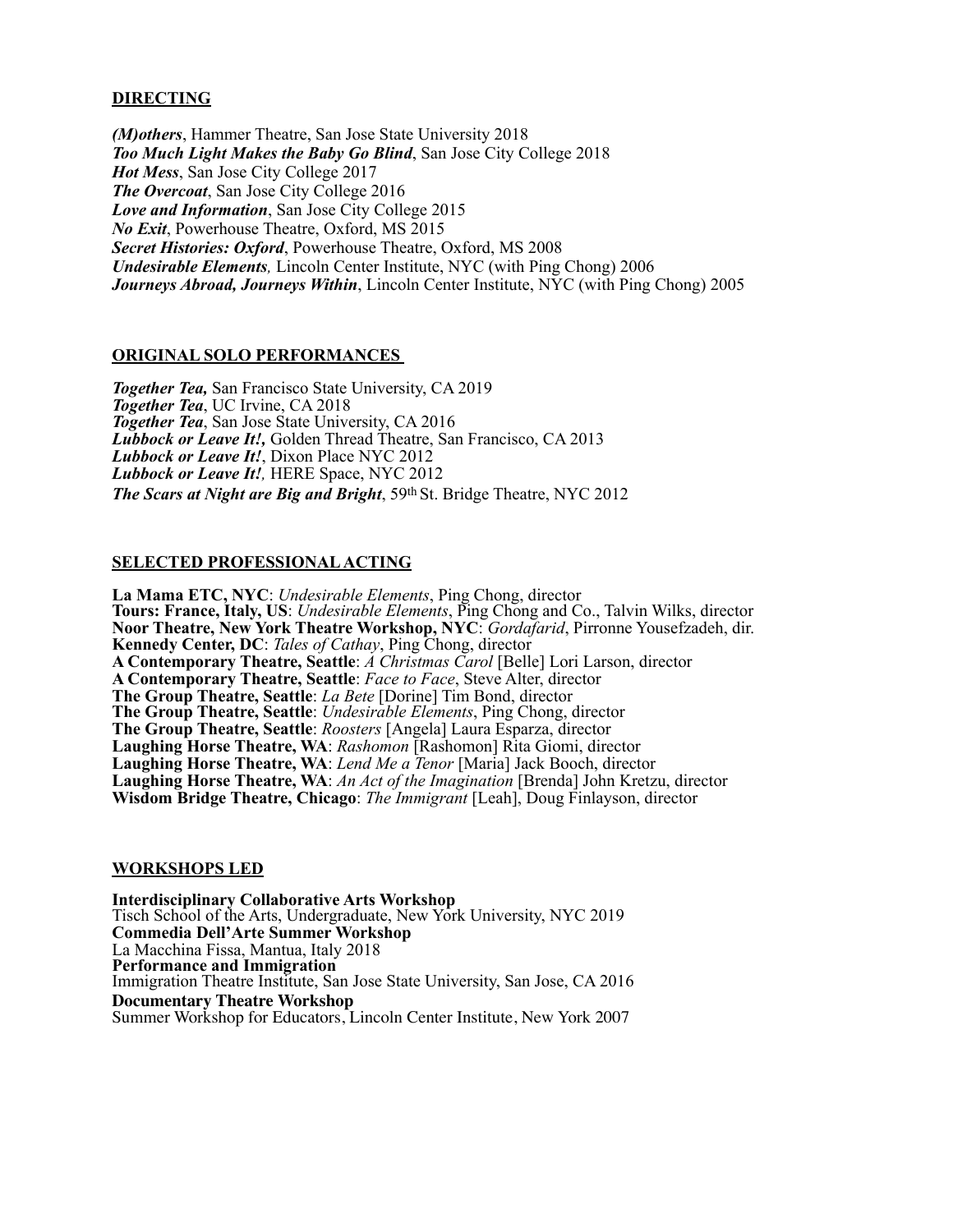## DIRECTING

***(M)others***, Hammer Theatre, San Jose State University 2018
***Too Much Light Makes the Baby Go Blind***, San Jose City College 2018
***Hot Mess***, San Jose City College 2017
***The Overcoat***, San Jose City College 2016
***Love and Information***, San Jose City College 2015
***No Exit***, Powerhouse Theatre, Oxford, MS 2015
***Secret Histories: Oxford***, Powerhouse Theatre, Oxford, MS 2008
***Undesirable Elements,*** Lincoln Center Institute, NYC (with Ping Chong) 2006
***Journeys Abroad, Journeys Within***, Lincoln Center Institute, NYC (with Ping Chong) 2005

## ORIGINAL SOLO PERFORMANCES

***Together Tea,*** San Francisco State University, CA 2019
***Together Tea***, UC Irvine, CA 2018
***Together Tea***, San Jose State University, CA 2016
***Lubbock or Leave It!,*** Golden Thread Theatre, San Francisco, CA 2013
***Lubbock or Leave It!***, Dixon Place NYC 2012
***Lubbock or Leave It!,*** HERE Space, NYC 2012
***The Scars at Night are Big and Bright***, 59th St. Bridge Theatre, NYC 2012

## SELECTED PROFESSIONAL ACTING

**La Mama ETC, NYC**: *Undesirable Elements*, Ping Chong, director
**Tours: France, Italy, US**: *Undesirable Elements*, Ping Chong and Co., Talvin Wilks, director
**Noor Theatre, New York Theatre Workshop, NYC**: *Gordafarid*, Pirronne Yousefzadeh, dir.
**Kennedy Center, DC**: *Tales of Cathay*, Ping Chong, director
**A Contemporary Theatre, Seattle**: *A Christmas Carol* [Belle] Lori Larson, director
**A Contemporary Theatre, Seattle**: *Face to Face*, Steve Alter, director
**The Group Theatre, Seattle**: *La Bete* [Dorine] Tim Bond, director
**The Group Theatre, Seattle**: *Undesirable Elements*, Ping Chong, director
**The Group Theatre, Seattle**: *Roosters* [Angela] Laura Esparza, director
**Laughing Horse Theatre, WA**: *Rashomon* [Rashomon] Rita Giomi, director
**Laughing Horse Theatre, WA**: *Lend Me a Tenor* [Maria] Jack Booch, director
**Laughing Horse Theatre, WA**: *An Act of the Imagination* [Brenda] John Kretzu, director
**Wisdom Bridge Theatre, Chicago**: *The Immigrant* [Leah], Doug Finlayson, director

## WORKSHOPS LED

**Interdisciplinary Collaborative Arts Workshop**
Tisch School of the Arts, Undergraduate, New York University, NYC 2019
**Commedia Dell'Arte Summer Workshop**
La Macchina Fissa, Mantua, Italy 2018
**Performance and Immigration**
Immigration Theatre Institute, San Jose State University, San Jose, CA 2016
**Documentary Theatre Workshop**
Summer Workshop for Educators, Lincoln Center Institute, New York 2007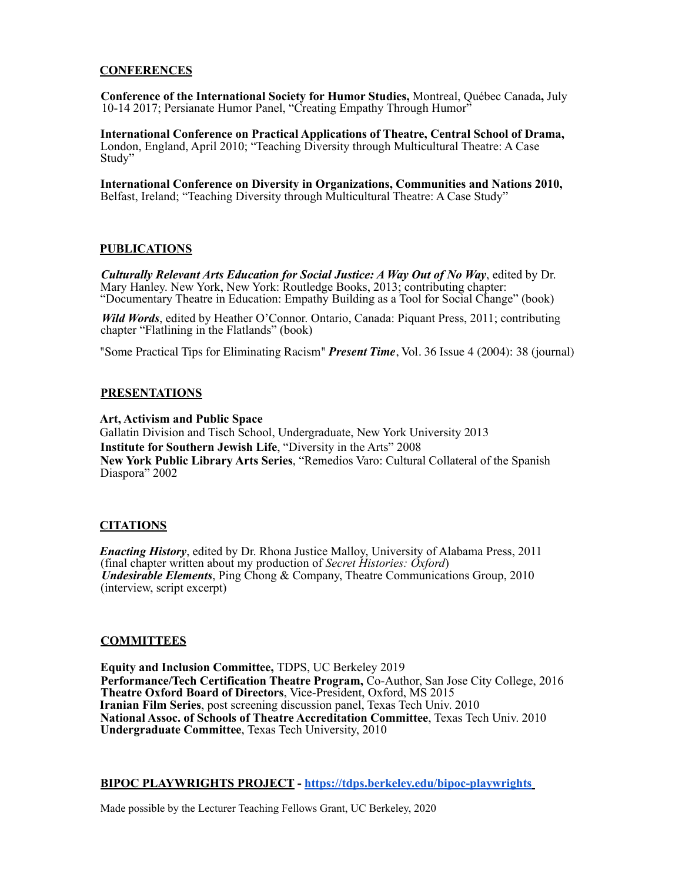## CONFERENCES

**Conference of the International Society for Humor Studies,** Montreal, Québec Canada**,** July 10-14 2017; Persianate Humor Panel, "Creating Empathy Through Humor"

**International Conference on Practical Applications of Theatre, Central School of Drama,** London, England, April 2010; "Teaching Diversity through Multicultural Theatre: A Case Study"

**International Conference on Diversity in Organizations, Communities and Nations 2010,** Belfast, Ireland; "Teaching Diversity through Multicultural Theatre: A Case Study"

## PUBLICATIONS

***Culturally Relevant Arts Education for Social Justice: A Way Out of No Way***, edited by Dr. Mary Hanley. New York, New York: Routledge Books, 2013; contributing chapter: "Documentary Theatre in Education: Empathy Building as a Tool for Social Change" (book)

***Wild Words***, edited by Heather O'Connor. Ontario, Canada: Piquant Press, 2011; contributing chapter "Flatlining in the Flatlands" (book)

"Some Practical Tips for Eliminating Racism" ***Present Time***, Vol. 36 Issue 4 (2004): 38 (journal)

## PRESENTATIONS

**Art, Activism and Public Space**
Gallatin Division and Tisch School, Undergraduate, New York University 2013
**Institute for Southern Jewish Life**, "Diversity in the Arts" 2008
**New York Public Library Arts Series**, "Remedios Varo: Cultural Collateral of the Spanish Diaspora" 2002

## CITATIONS

***Enacting History***, edited by Dr. Rhona Justice Malloy, University of Alabama Press, 2011 (final chapter written about my production of *Secret Histories: Oxford*)
***Undesirable Elements***, Ping Chong & Company, Theatre Communications Group, 2010 (interview, script excerpt)

## COMMITTEES

**Equity and Inclusion Committee,** TDPS, UC Berkeley 2019
**Performance/Tech Certification Theatre Program,** Co-Author, San Jose City College, 2016
**Theatre Oxford Board of Directors**, Vice-President, Oxford, MS 2015
**Iranian Film Series**, post screening discussion panel, Texas Tech Univ. 2010
**National Assoc. of Schools of Theatre Accreditation Committee**, Texas Tech Univ. 2010
**Undergraduate Committee**, Texas Tech University, 2010

## BIPOC PLAYWRIGHTS PROJECT - [https://tdps.berkeley.edu/bipoc-playwrights](https://tdps.berkeley.edu/bipoc-playwrights)

Made possible by the Lecturer Teaching Fellows Grant, UC Berkeley, 2020